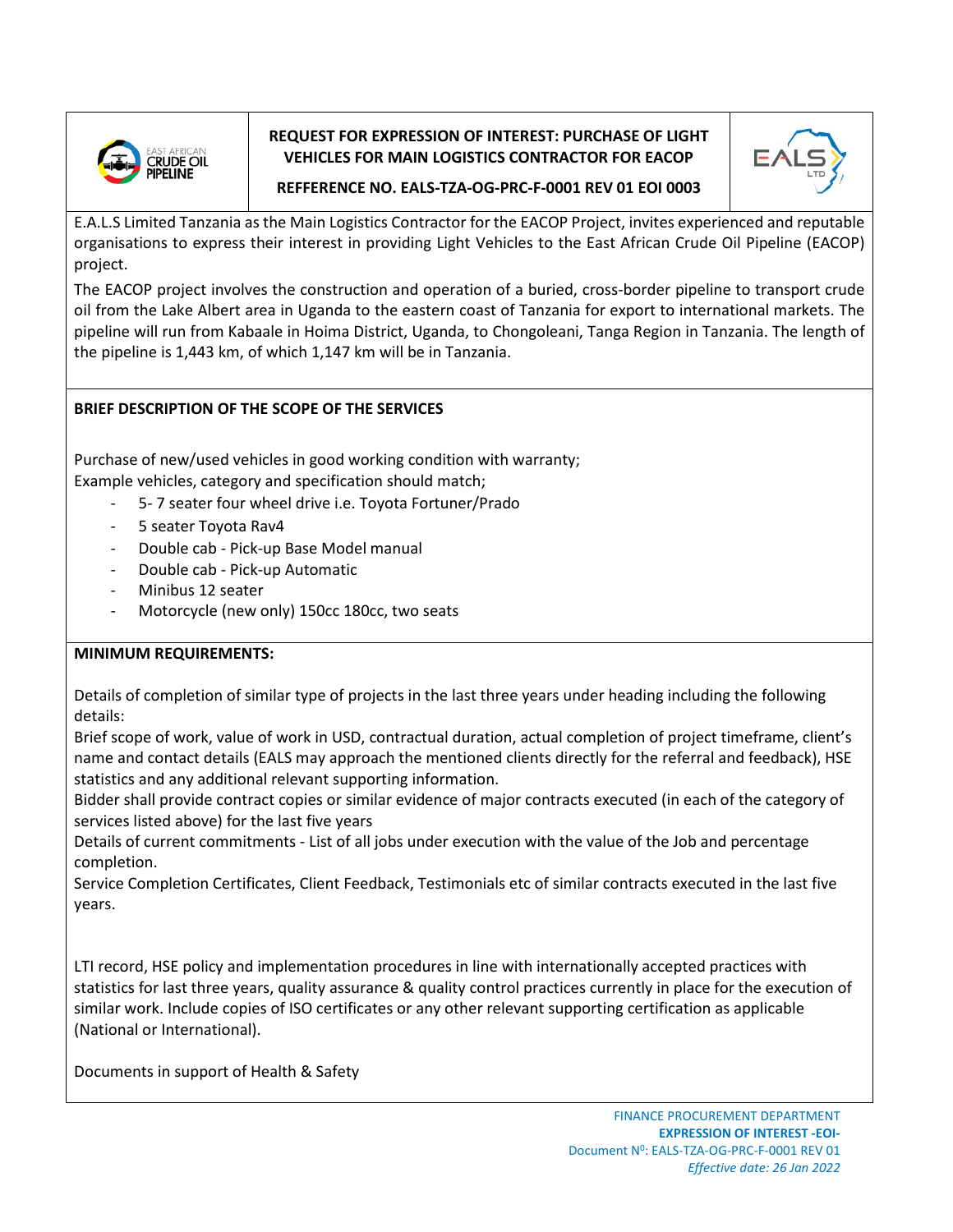# REQUEST FOR EXPRESSION OF INTEREST: PURCHASE OF LIGHT VEHICLES FOR MAIN LOGISTICS CONTRACTOR FOR EACOP

**REFFERENCE NO. EALS-TZA-OG-PRC-F-0001 REV 01 EOI 0003**

E.A.L.S Limited Tanzania as the Main Logistics Contractor for the EACOP Project, invites experienced and reputable organisations to express their interest in providing Light Vehicles to the East African Crude Oil Pipeline (EACOP) project.

The EACOP project involves the construction and operation of a buried, cross-border pipeline to transport crude oil from the Lake Albert area in Uganda to the eastern coast of Tanzania for export to international markets. The pipeline will run from Kabaale in Hoima District, Uganda, to Chongoleani, Tanga Region in Tanzania. The length of the pipeline is 1,443 km, of which 1,147 km will be in Tanzania.

## BRIEF DESCRIPTION OF THE SCOPE OF THE SERVICES

Purchase of new/used vehicles in good working condition with warranty;
Example vehicles, category and specification should match;

- 5- 7 seater four wheel drive i.e. Toyota Fortuner/Prado
- 5 seater Toyota Rav4
- Double cab - Pick-up Base Model manual
- Double cab - Pick-up Automatic
- Minibus 12 seater
- Motorcycle (new only) 150cc 180cc, two seats

## MINIMUM REQUIREMENTS:

Details of completion of similar type of projects in the last three years under heading including the following details:
Brief scope of work, value of work in USD, contractual duration, actual completion of project timeframe, client's name and contact details (EALS may approach the mentioned clients directly for the referral and feedback), HSE statistics and any additional relevant supporting information.
Bidder shall provide contract copies or similar evidence of major contracts executed (in each of the category of services listed above) for the last five years
Details of current commitments - List of all jobs under execution with the value of the Job and percentage completion.
Service Completion Certificates, Client Feedback, Testimonials etc of similar contracts executed in the last five years.

LTI record, HSE policy and implementation procedures in line with internationally accepted practices with statistics for last three years, quality assurance & quality control practices currently in place for the execution of similar work. Include copies of ISO certificates or any other relevant supporting certification as applicable (National or International).

Documents in support of Health & Safety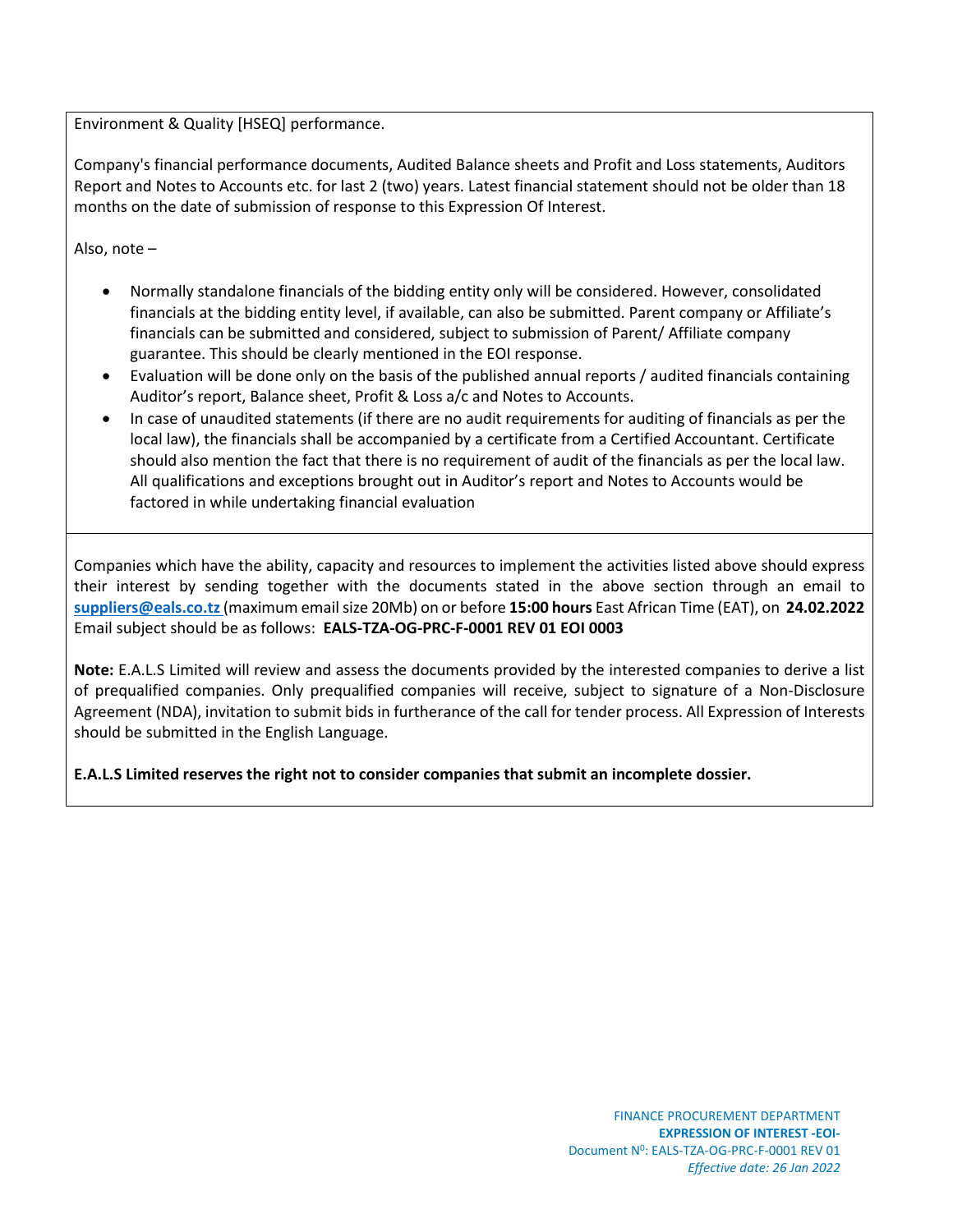Environment & Quality [HSEQ] performance.

Company's financial performance documents, Audited Balance sheets and Profit and Loss statements, Auditors Report and Notes to Accounts etc. for last 2 (two) years. Latest financial statement should not be older than 18 months on the date of submission of response to this Expression Of Interest.

Also, note –

- Normally standalone financials of the bidding entity only will be considered. However, consolidated financials at the bidding entity level, if available, can also be submitted. Parent company or Affiliate's financials can be submitted and considered, subject to submission of Parent/ Affiliate company guarantee. This should be clearly mentioned in the EOI response.
- Evaluation will be done only on the basis of the published annual reports / audited financials containing Auditor's report, Balance sheet, Profit & Loss a/c and Notes to Accounts.
- In case of unaudited statements (if there are no audit requirements for auditing of financials as per the local law), the financials shall be accompanied by a certificate from a Certified Accountant. Certificate should also mention the fact that there is no requirement of audit of the financials as per the local law. All qualifications and exceptions brought out in Auditor's report and Notes to Accounts would be factored in while undertaking financial evaluation

Companies which have the ability, capacity and resources to implement the activities listed above should express their interest by sending together with the documents stated in the above section through an email to **suppliers@eals.co.tz** (maximum email size 20Mb) on or before **15:00 hours** East African Time (EAT), on **24.02.2022** Email subject should be as follows: **EALS-TZA-OG-PRC-F-0001 REV 01 EOI 0003**

**Note:** E.A.L.S Limited will review and assess the documents provided by the interested companies to derive a list of prequalified companies. Only prequalified companies will receive, subject to signature of a Non-Disclosure Agreement (NDA), invitation to submit bids in furtherance of the call for tender process. All Expression of Interests should be submitted in the English Language.

**E.A.L.S Limited reserves the right not to consider companies that submit an incomplete dossier.**